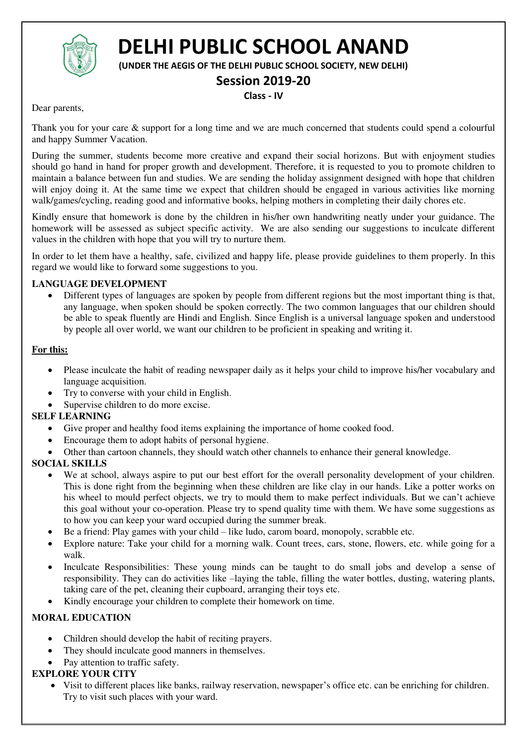# DELHI PUBLIC SCHOOL ANAND

**(UNDER THE AEGIS OF THE DELHI PUBLIC SCHOOL SOCIETY, NEW DELHI)**

## Session 2019-20

**Class - IV**

Dear parents,

Thank you for your care & support for a long time and we are much concerned that students could spend a colourful and happy Summer Vacation.

During the summer, students become more creative and expand their social horizons. But with enjoyment studies should go hand in hand for proper growth and development. Therefore, it is requested to you to promote children to maintain a balance between fun and studies. We are sending the holiday assignment designed with hope that children will enjoy doing it. At the same time we expect that children should be engaged in various activities like morning walk/games/cycling, reading good and informative books, helping mothers in completing their daily chores etc.

Kindly ensure that homework is done by the children in his/her own handwriting neatly under your guidance. The homework will be assessed as subject specific activity. We are also sending our suggestions to inculcate different values in the children with hope that you will try to nurture them.

In order to let them have a healthy, safe, civilized and happy life, please provide guidelines to them properly. In this regard we would like to forward some suggestions to you.

**LANGUAGE DEVELOPMENT**

- Different types of languages are spoken by people from different regions but the most important thing is that, any language, when spoken should be spoken correctly. The two common languages that our children should be able to speak fluently are Hindi and English. Since English is a universal language spoken and understood by people all over world, we want our children to be proficient in speaking and writing it.

**<u>For this:</u>**

- Please inculcate the habit of reading newspaper daily as it helps your child to improve his/her vocabulary and language acquisition.
- Try to converse with your child in English.
- Supervise children to do more excise.

**SELF LEARNING**

- Give proper and healthy food items explaining the importance of home cooked food.
- Encourage them to adopt habits of personal hygiene.
- Other than cartoon channels, they should watch other channels to enhance their general knowledge.

**SOCIAL SKILLS**

- We at school, always aspire to put our best effort for the overall personality development of your children. This is done right from the beginning when these children are like clay in our hands. Like a potter works on his wheel to mould perfect objects, we try to mould them to make perfect individuals. But we can't achieve this goal without your co-operation. Please try to spend quality time with them. We have some suggestions as to how you can keep your ward occupied during the summer break.
- Be a friend: Play games with your child – like ludo, carom board, monopoly, scrabble etc.
- Explore nature: Take your child for a morning walk. Count trees, cars, stone, flowers, etc. while going for a walk.
- Inculcate Responsibilities: These young minds can be taught to do small jobs and develop a sense of responsibility. They can do activities like –laying the table, filling the water bottles, dusting, watering plants, taking care of the pet, cleaning their cupboard, arranging their toys etc.
- Kindly encourage your children to complete their homework on time.

**MORAL EDUCATION**

- Children should develop the habit of reciting prayers.
- They should inculcate good manners in themselves.
- Pay attention to traffic safety.

**EXPLORE YOUR CITY**

- Visit to different places like banks, railway reservation, newspaper's office etc. can be enriching for children. Try to visit such places with your ward.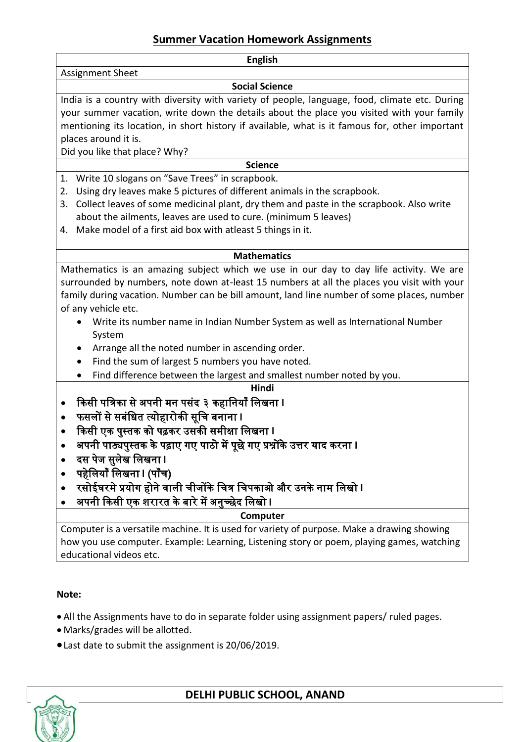## Summer Vacation Homework Assignments

### English

Assignment Sheet

### Social Science

India is a country with diversity with variety of people, language, food, climate etc. During your summer vacation, write down the details about the place you visited with your family mentioning its location, in short history if available, what is it famous for, other important places around it is.

Did you like that place? Why?

### Science

1. Write 10 slogans on "Save Trees" in scrapbook.
2. Using dry leaves make 5 pictures of different animals in the scrapbook.
3. Collect leaves of some medicinal plant, dry them and paste in the scrapbook. Also write about the ailments, leaves are used to cure. (minimum 5 leaves)
4. Make model of a first aid box with atleast 5 things in it.

### Mathematics

Mathematics is an amazing subject which we use in our day to day life activity. We are surrounded by numbers, note down at-least 15 numbers at all the places you visit with your family during vacation. Number can be bill amount, land line number of some places, number of any vehicle etc.

- Write its number name in Indian Number System as well as International Number System
- Arrange all the noted number in ascending order.
- Find the sum of largest 5 numbers you have noted.
- Find difference between the largest and smallest number noted by you.

### Hindi

- किसी पत्रिका से अपनी मन पसंद ३ कहानियाँ लिखना।
- फसलों से सबंधित त्योहारोकी सूचि बनाना।
- किसी एक पुस्तक को पढ़कर उसकी समीक्षा लिखना।
- अपनी पाठ्यपुस्तक के पढ़ाए गए पाठो में पूछे गए प्रश्नोंके उत्तर याद करना।
- दस पेज सुलेख लिखना।
- पहेलियाँ लिखना। (पाँच)
- रसोईघरमे प्रयोग होने वाली चीजोंके चित्र चिपकाओ और उनके नाम लिखो।
- अपनी किसी एक शरारत के बारे में अनुच्छेद लिखो।

### Computer

Computer is a versatile machine. It is used for variety of purpose. Make a drawing showing how you use computer. Example: Learning, Listening story or poem, playing games, watching educational videos etc.

**Note:**

- All the Assignments have to do in separate folder using assignment papers/ ruled pages.
- Marks/grades will be allotted.
- Last date to submit the assignment is 20/06/2019.

**DELHI PUBLIC SCHOOL, ANAND**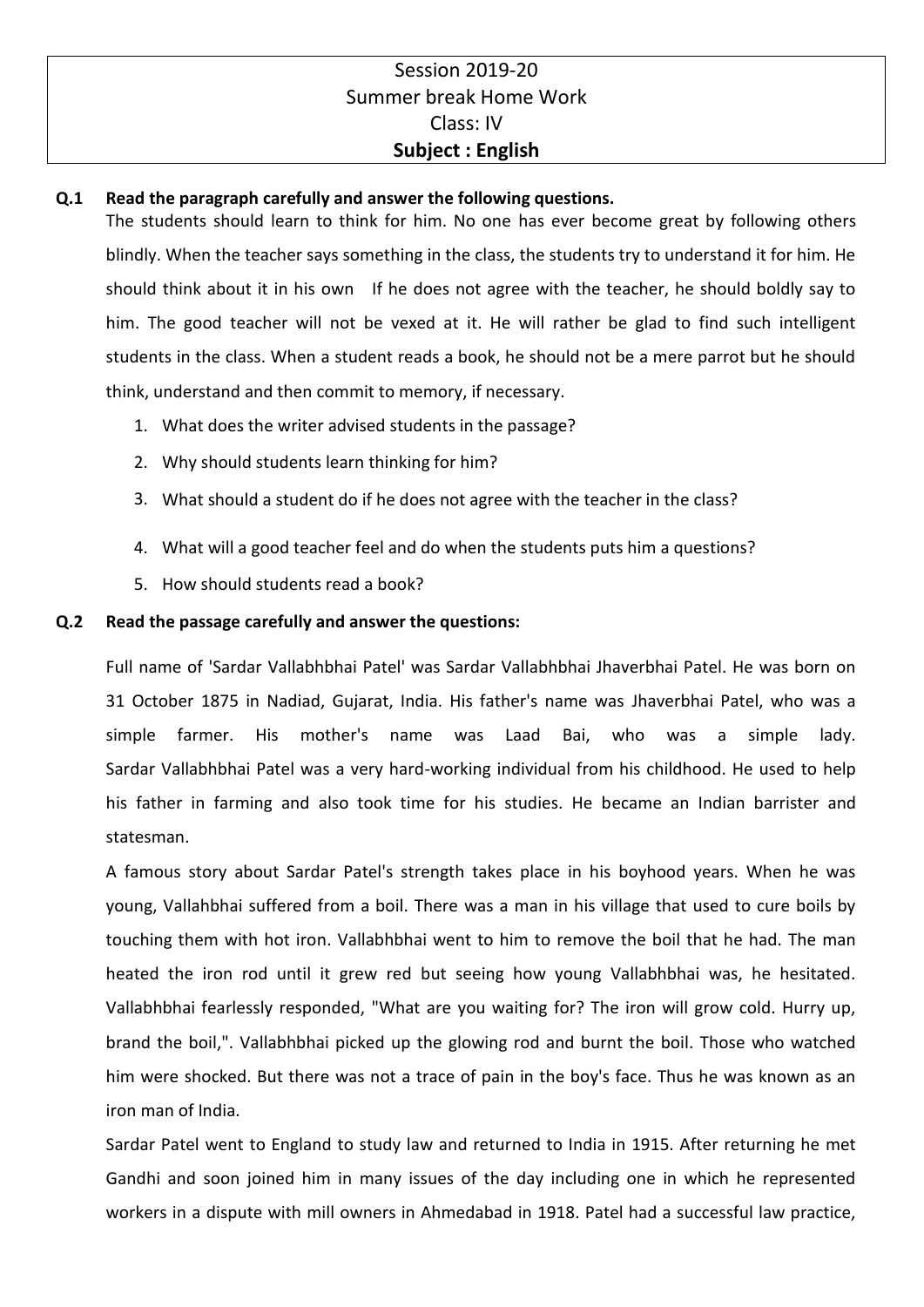# Session 2019-20
## Summer break Home Work
## Class: IV
## Subject : English

**Q.1 Read the paragraph carefully and answer the following questions.**

The students should learn to think for him. No one has ever become great by following others blindly. When the teacher says something in the class, the students try to understand it for him. He should think about it in his own If he does not agree with the teacher, he should boldly say to him. The good teacher will not be vexed at it. He will rather be glad to find such intelligent students in the class. When a student reads a book, he should not be a mere parrot but he should think, understand and then commit to memory, if necessary.

1. What does the writer advised students in the passage?
2. Why should students learn thinking for him?
3. What should a student do if he does not agree with the teacher in the class?
4. What will a good teacher feel and do when the students puts him a questions?
5. How should students read a book?

**Q.2 Read the passage carefully and answer the questions:**

Full name of 'Sardar Vallabhbhai Patel' was Sardar Vallabhbhai Jhaverbhai Patel. He was born on 31 October 1875 in Nadiad, Gujarat, India. His father's name was Jhaverbhai Patel, who was a simple farmer. His mother's name was Laad Bai, who was a simple lady. Sardar Vallabhbhai Patel was a very hard-working individual from his childhood. He used to help his father in farming and also took time for his studies. He became an Indian barrister and statesman.

A famous story about Sardar Patel's strength takes place in his boyhood years. When he was young, Vallahbhai suffered from a boil. There was a man in his village that used to cure boils by touching them with hot iron. Vallabhbhai went to him to remove the boil that he had. The man heated the iron rod until it grew red but seeing how young Vallabhbhai was, he hesitated. Vallabhbhai fearlessly responded, "What are you waiting for? The iron will grow cold. Hurry up, brand the boil,". Vallabhbhai picked up the glowing rod and burnt the boil. Those who watched him were shocked. But there was not a trace of pain in the boy's face. Thus he was known as an iron man of India.

Sardar Patel went to England to study law and returned to India in 1915. After returning he met Gandhi and soon joined him in many issues of the day including one in which he represented workers in a dispute with mill owners in Ahmedabad in 1918. Patel had a successful law practice,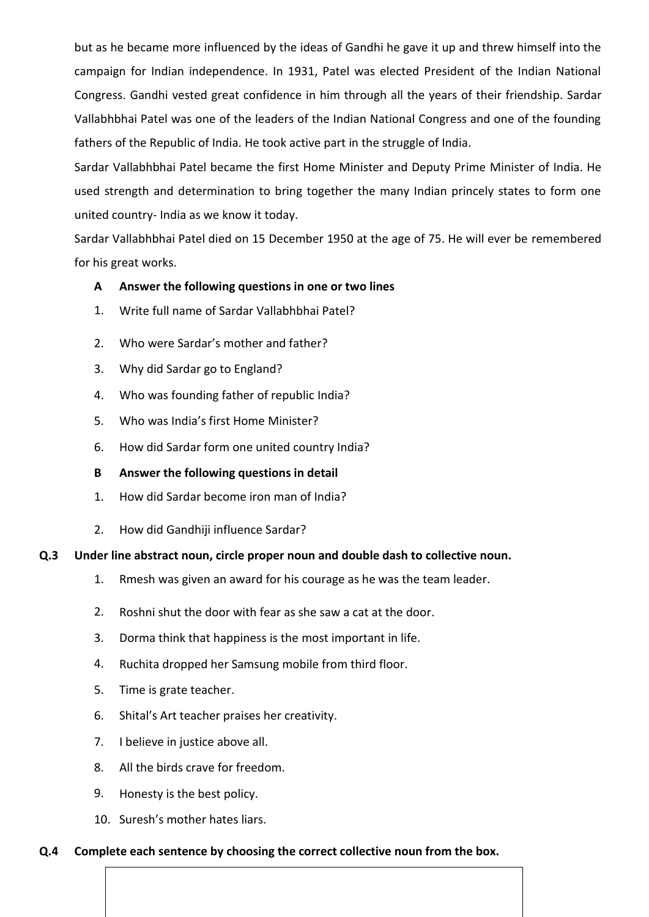but as he became more influenced by the ideas of Gandhi he gave it up and threw himself into the campaign for Indian independence. In 1931, Patel was elected President of the Indian National Congress. Gandhi vested great confidence in him through all the years of their friendship. Sardar Vallabhbhai Patel was one of the leaders of the Indian National Congress and one of the founding fathers of the Republic of India. He took active part in the struggle of India.

Sardar Vallabhbhai Patel became the first Home Minister and Deputy Prime Minister of India. He used strength and determination to bring together the many Indian princely states to form one united country- India as we know it today.

Sardar Vallabhbhai Patel died on 15 December 1950 at the age of 75. He will ever be remembered for his great works.

**A Answer the following questions in one or two lines**

1. Write full name of Sardar Vallabhbhai Patel?
2. Who were Sardar's mother and father?
3. Why did Sardar go to England?
4. Who was founding father of republic India?
5. Who was India's first Home Minister?
6. How did Sardar form one united country India?

**B Answer the following questions in detail**

1. How did Sardar become iron man of India?
2. How did Gandhiji influence Sardar?

**Q.3 Under line abstract noun, circle proper noun and double dash to collective noun.**

1. Rmesh was given an award for his courage as he was the team leader.
2. Roshni shut the door with fear as she saw a cat at the door.
3. Dorma think that happiness is the most important in life.
4. Ruchita dropped her Samsung mobile from third floor.
5. Time is grate teacher.
6. Shital's Art teacher praises her creativity.
7. I believe in justice above all.
8. All the birds crave for freedom.
9. Honesty is the best policy.
10. Suresh's mother hates liars.

**Q.4 Complete each sentence by choosing the correct collective noun from the box.**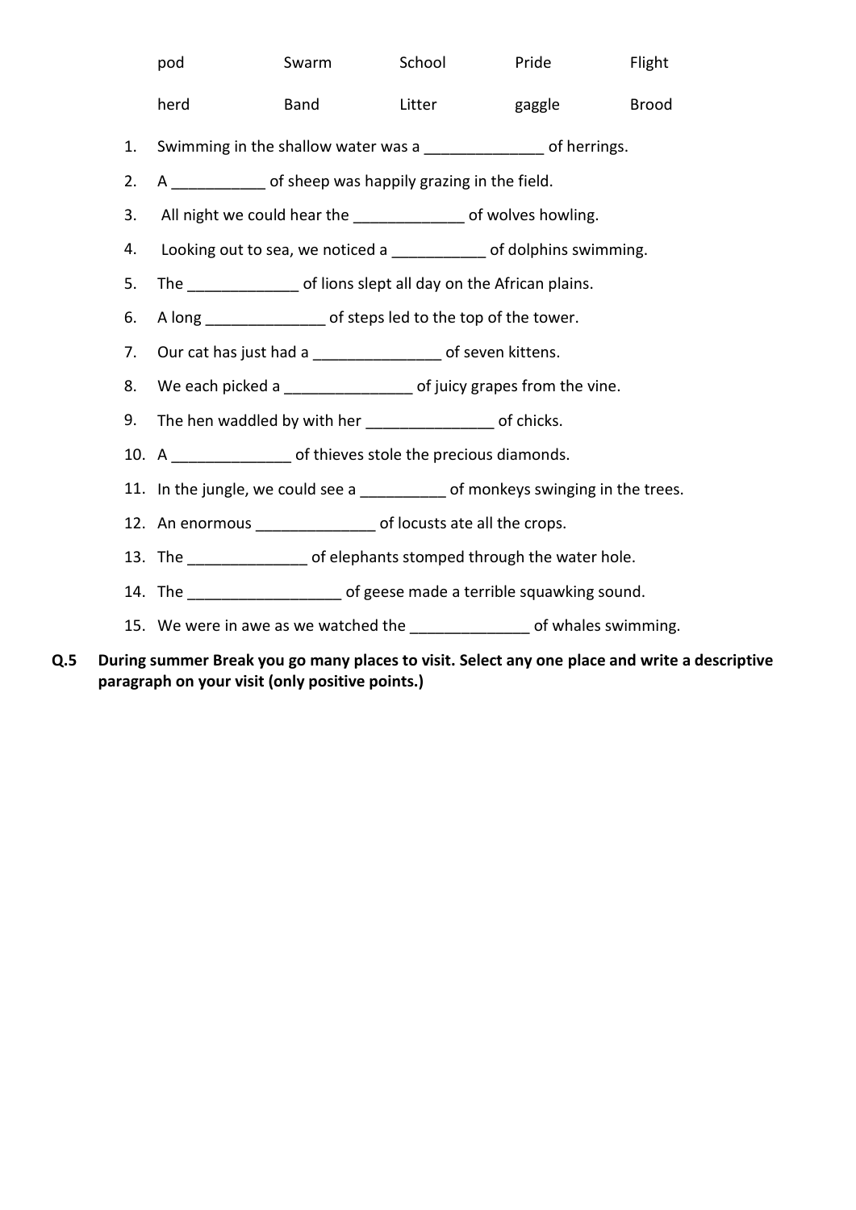| | | | | |
|---|---|---|---|---|
| pod | Swarm | School | Pride | Flight |
| herd | Band | Litter | gaggle | Brood |

1. Swimming in the shallow water was a ______________ of herrings.
2. A ___________ of sheep was happily grazing in the field.
3. All night we could hear the _____________ of wolves howling.
4. Looking out to sea, we noticed a ___________ of dolphins swimming.
5. The _____________ of lions slept all day on the African plains.
6. A long ______________ of steps led to the top of the tower.
7. Our cat has just had a _______________ of seven kittens.
8. We each picked a _______________ of juicy grapes from the vine.
9. The hen waddled by with her _______________ of chicks.
10. A ______________ of thieves stole the precious diamonds.
11. In the jungle, we could see a __________ of monkeys swinging in the trees.
12. An enormous ______________ of locusts ate all the crops.
13. The ______________ of elephants stomped through the water hole.
14. The __________________ of geese made a terrible squawking sound.
15. We were in awe as we watched the ______________ of whales swimming.

**Q.5 During summer Break you go many places to visit. Select any one place and write a descriptive paragraph on your visit (only positive points.)**